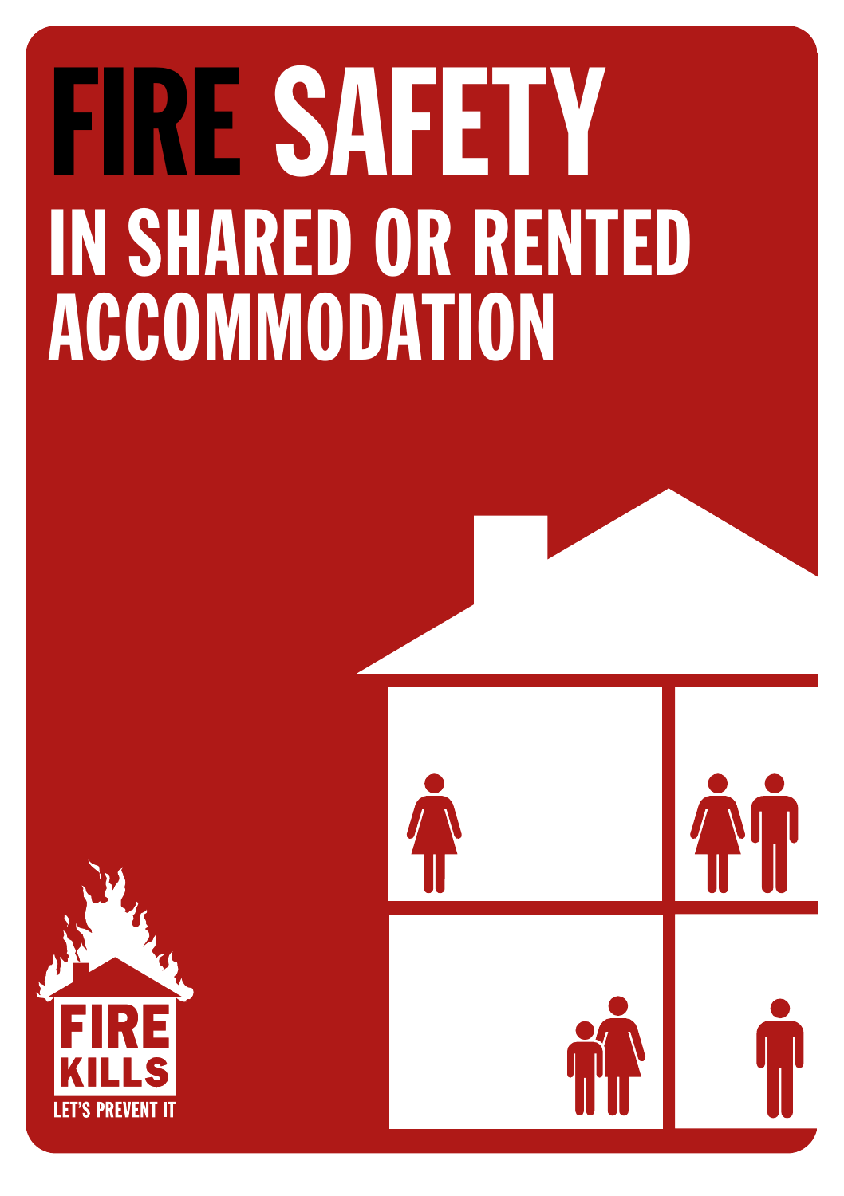# FIRE SAFETY

## IN SHARED OR RENTED ACCOMMODATION

FIRE KILLS

LET'S PREVENT IT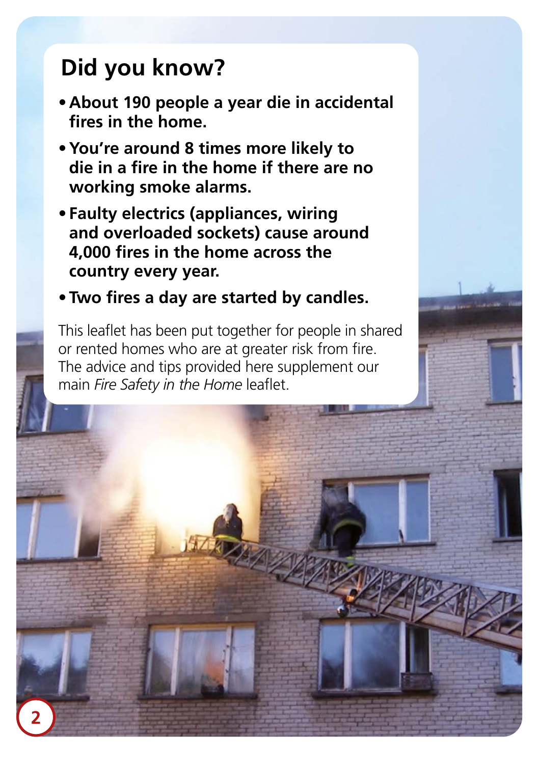## Did you know?

- **About 190 people a year die in accidental fires in the home.**
- **You're around 8 times more likely to die in a fire in the home if there are no working smoke alarms.**
- **Faulty electrics (appliances, wiring and overloaded sockets) cause around 4,000 fires in the home across the country every year.**
- **Two fires a day are started by candles.**

This leaflet has been put together for people in shared or rented homes who are at greater risk from fire. The advice and tips provided here supplement our main *Fire Safety in the Home* leaflet.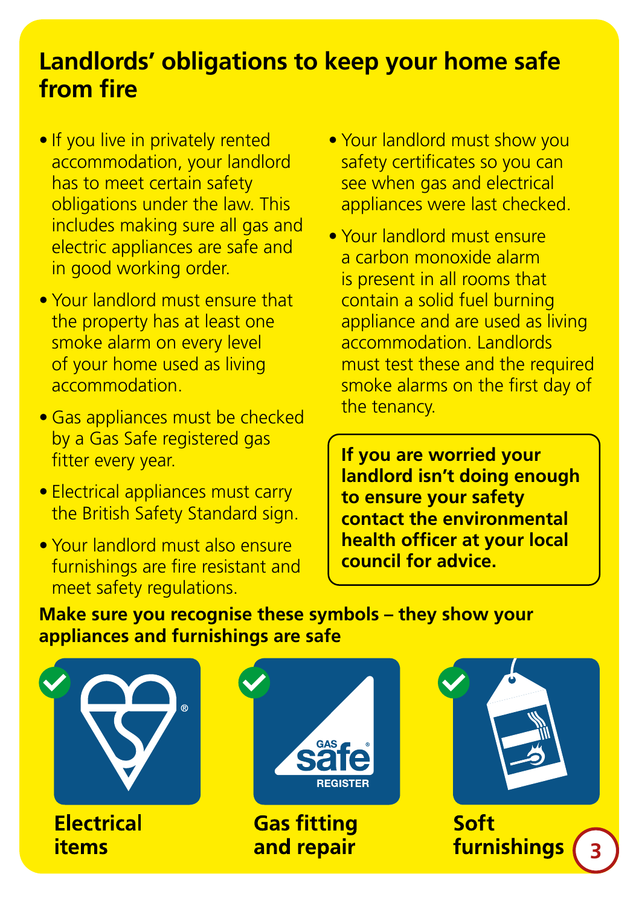# Landlords' obligations to keep your home safe from fire

- If you live in privately rented accommodation, your landlord has to meet certain safety obligations under the law. This includes making sure all gas and electric appliances are safe and in good working order.
- Your landlord must ensure that the property has at least one smoke alarm on every level of your home used as living accommodation.
- Gas appliances must be checked by a Gas Safe registered gas fitter every year.
- Electrical appliances must carry the British Safety Standard sign.
- Your landlord must also ensure furnishings are fire resistant and meet safety regulations.
- Your landlord must show you safety certificates so you can see when gas and electrical appliances were last checked.
- Your landlord must ensure a carbon monoxide alarm is present in all rooms that contain a solid fuel burning appliance and are used as living accommodation. Landlords must test these and the required smoke alarms on the first day of the tenancy.

**If you are worried your landlord isn't doing enough to ensure your safety contact the environmental health officer at your local council for advice.**

**Make sure you recognise these symbols – they show your appliances and furnishings are safe**

**Electrical items**

**Gas fitting and repair**

**Soft furnishings**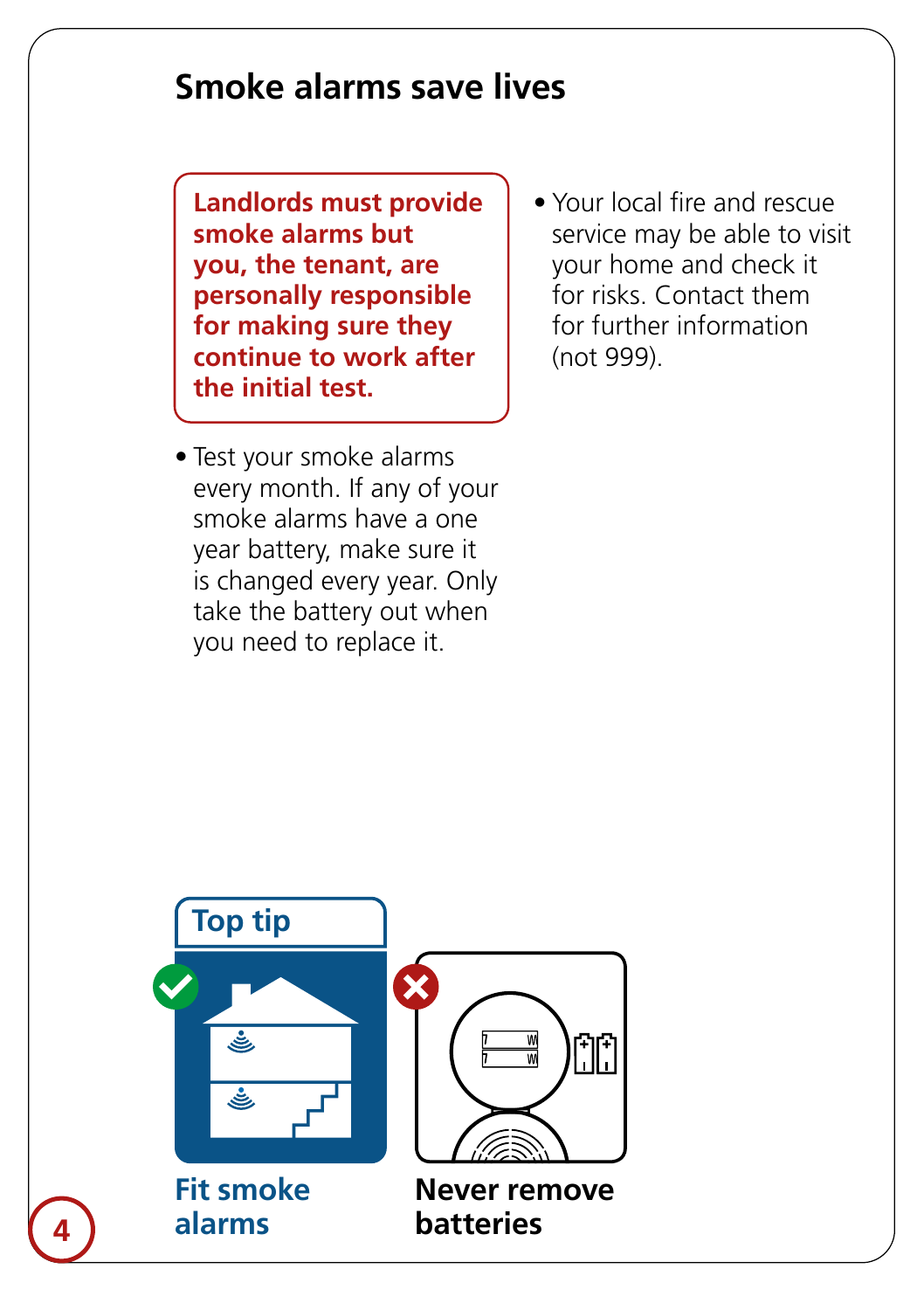# Smoke alarms save lives

**Landlords must provide smoke alarms but you, the tenant, are personally responsible for making sure they continue to work after the initial test.**

- Test your smoke alarms every month. If any of your smoke alarms have a one year battery, make sure it is changed every year. Only take the battery out when you need to replace it.
- Your local fire and rescue service may be able to visit your home and check it for risks. Contact them for further information (not 999).

**Top tip**

**Fit smoke alarms**

**Never remove batteries**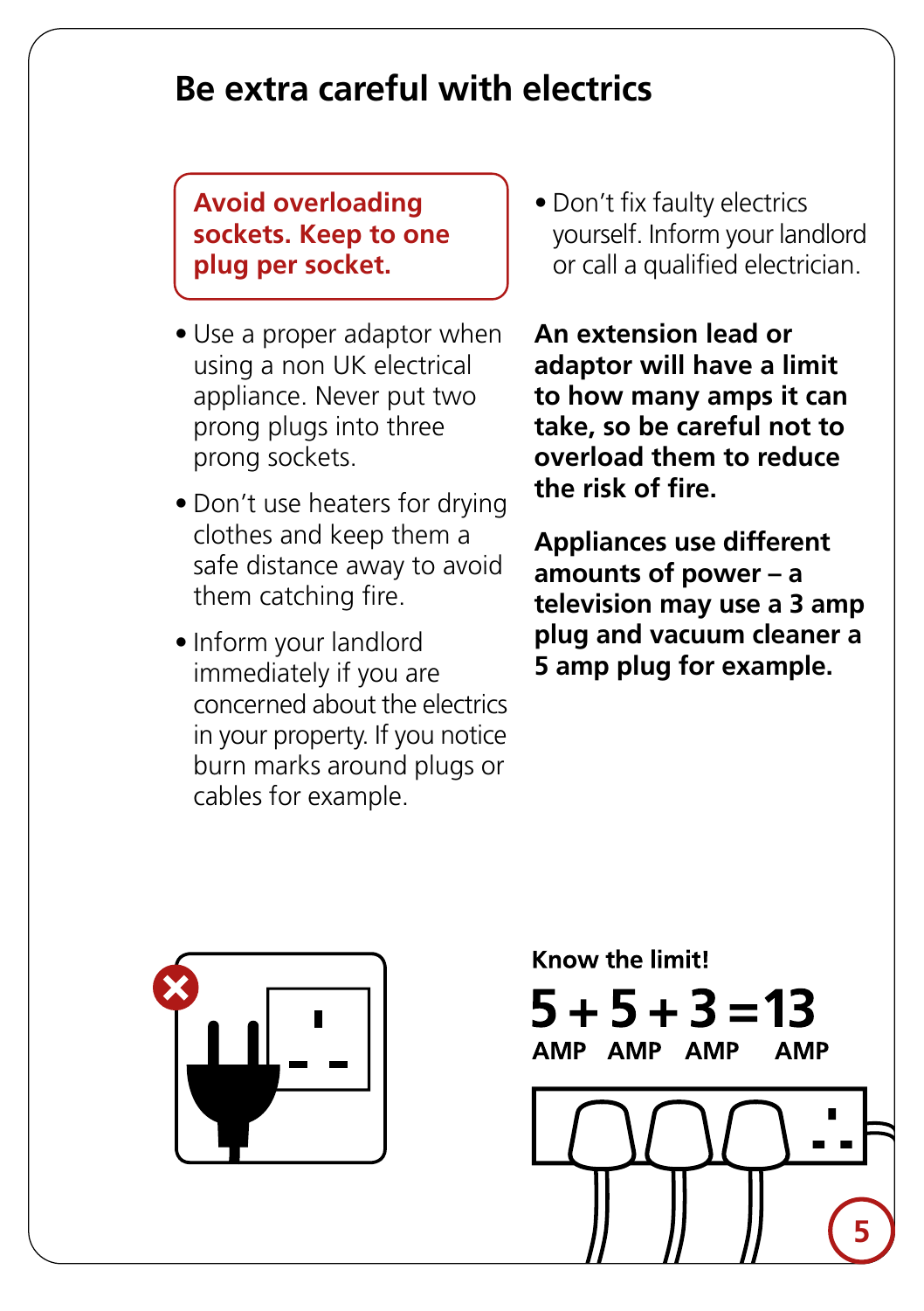# Be extra careful with electrics

**Avoid overloading sockets. Keep to one plug per socket.**

- Use a proper adaptor when using a non UK electrical appliance. Never put two prong plugs into three prong sockets.
- Don't use heaters for drying clothes and keep them a safe distance away to avoid them catching fire.
- Inform your landlord immediately if you are concerned about the electrics in your property. If you notice burn marks around plugs or cables for example.
- Don't fix faulty electrics yourself. Inform your landlord or call a qualified electrician.

**An extension lead or adaptor will have a limit to how many amps it can take, so be careful not to overload them to reduce the risk of fire.**

**Appliances use different amounts of power – a television may use a 3 amp plug and vacuum cleaner a 5 amp plug for example.**

**Know the limit!**

**5 AMP + 5 AMP + 3 AMP = 13 AMP**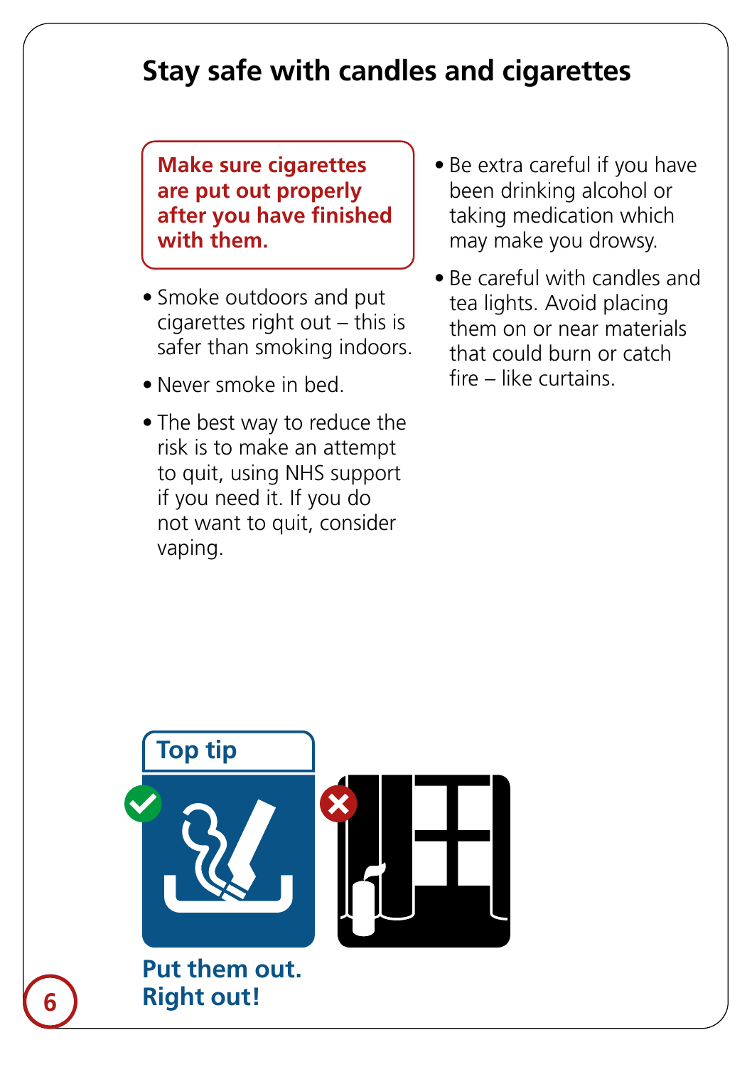# Stay safe with candles and cigarettes

**Make sure cigarettes are put out properly after you have finished with them.**

- Smoke outdoors and put cigarettes right out – this is safer than smoking indoors.
- Never smoke in bed.
- The best way to reduce the risk is to make an attempt to quit, using NHS support if you need it. If you do not want to quit, consider vaping.
- Be extra careful if you have been drinking alcohol or taking medication which may make you drowsy.
- Be careful with candles and tea lights. Avoid placing them on or near materials that could burn or catch fire – like curtains.

**Top tip**

**Put them out. Right out!**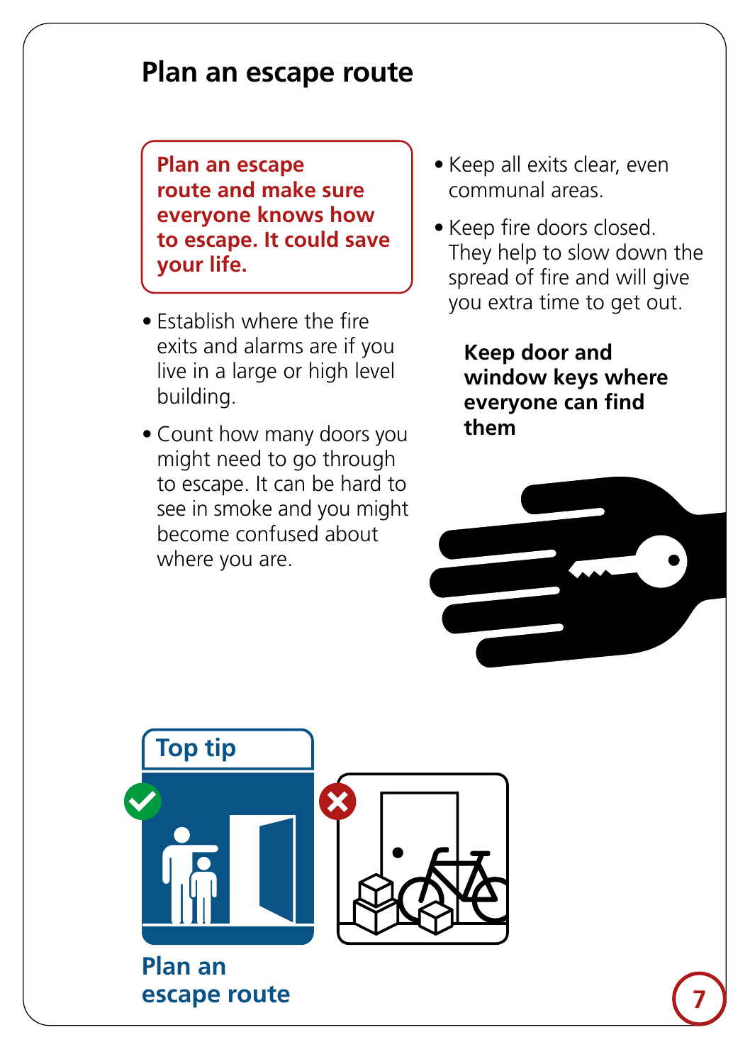# Plan an escape route

**Plan an escape route and make sure everyone knows how to escape. It could save your life.**

- Establish where the fire exits and alarms are if you live in a large or high level building.
- Count how many doors you might need to go through to escape. It can be hard to see in smoke and you might become confused about where you are.
- Keep all exits clear, even communal areas.
- Keep fire doors closed. They help to slow down the spread of fire and will give you extra time to get out.

**Keep door and window keys where everyone can find them**

## Top tip

**Plan an escape route**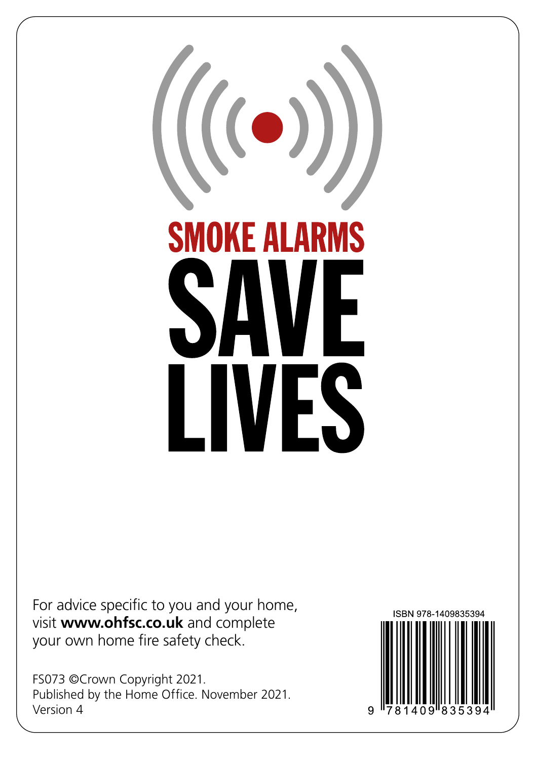# SMOKE ALARMS SAVE LIVES

For advice specific to you and your home, visit **www.ohfsc.co.uk** and complete your own home fire safety check.

FS073 ©Crown Copyright 2021.
Published by the Home Office. November 2021.
Version 4

ISBN 978-1409835394

9 781409 835394